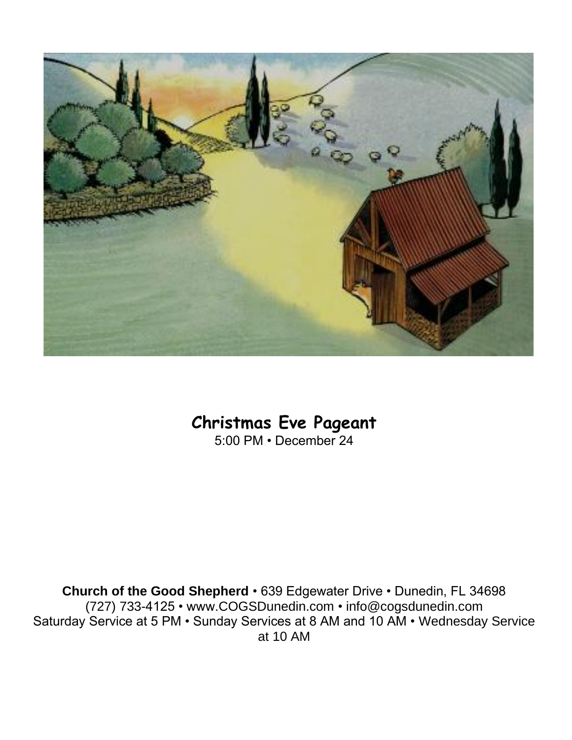# Christmas Eve Pageant

5:00 PM • December 24

**Church of the Good Shepherd** • 639 Edgewater Drive • Dunedin, FL 34698
(727) 733-4125 • www.COGSDunedin.com • info@cogsdunedin.com
Saturday Service at 5 PM • Sunday Services at 8 AM and 10 AM • Wednesday Service at 10 AM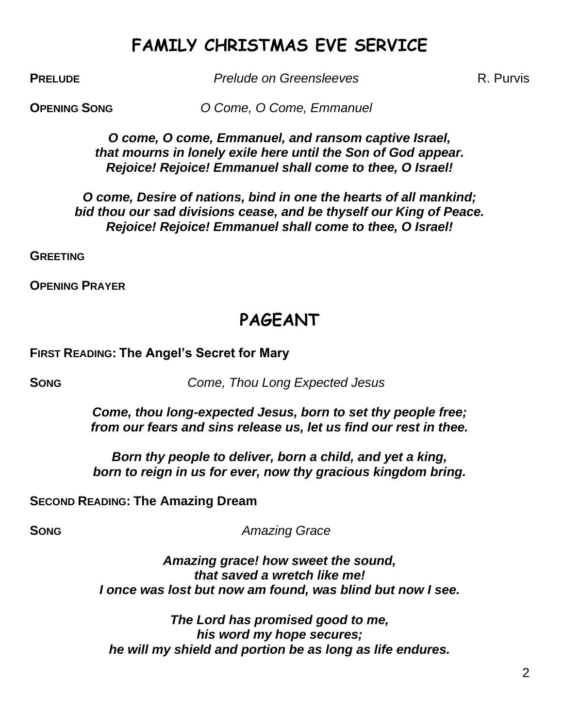# FAMILY CHRISTMAS EVE SERVICE

**PRELUDE** *Prelude on Greensleeves* R. Purvis

**OPENING SONG** *O Come, O Come, Emmanuel*

***O come, O come, Emmanuel, and ransom captive Israel,***
***that mourns in lonely exile here until the Son of God appear.***
***Rejoice! Rejoice! Emmanuel shall come to thee, O Israel!***

***O come, Desire of nations, bind in one the hearts of all mankind;***
***bid thou our sad divisions cease, and be thyself our King of Peace.***
***Rejoice! Rejoice! Emmanuel shall come to thee, O Israel!***

**GREETING**

**OPENING PRAYER**

# PAGEANT

**FIRST READING: The Angel's Secret for Mary**

**SONG** *Come, Thou Long Expected Jesus*

***Come, thou long-expected Jesus, born to set thy people free;***
***from our fears and sins release us, let us find our rest in thee.***

***Born thy people to deliver, born a child, and yet a king,***
***born to reign in us for ever, now thy gracious kingdom bring.***

**SECOND READING: The Amazing Dream**

**SONG** *Amazing Grace*

***Amazing grace! how sweet the sound,***
***that saved a wretch like me!***
***I once was lost but now am found, was blind but now I see.***

***The Lord has promised good to me,***
***his word my hope secures;***
***he will my shield and portion be as long as life endures.***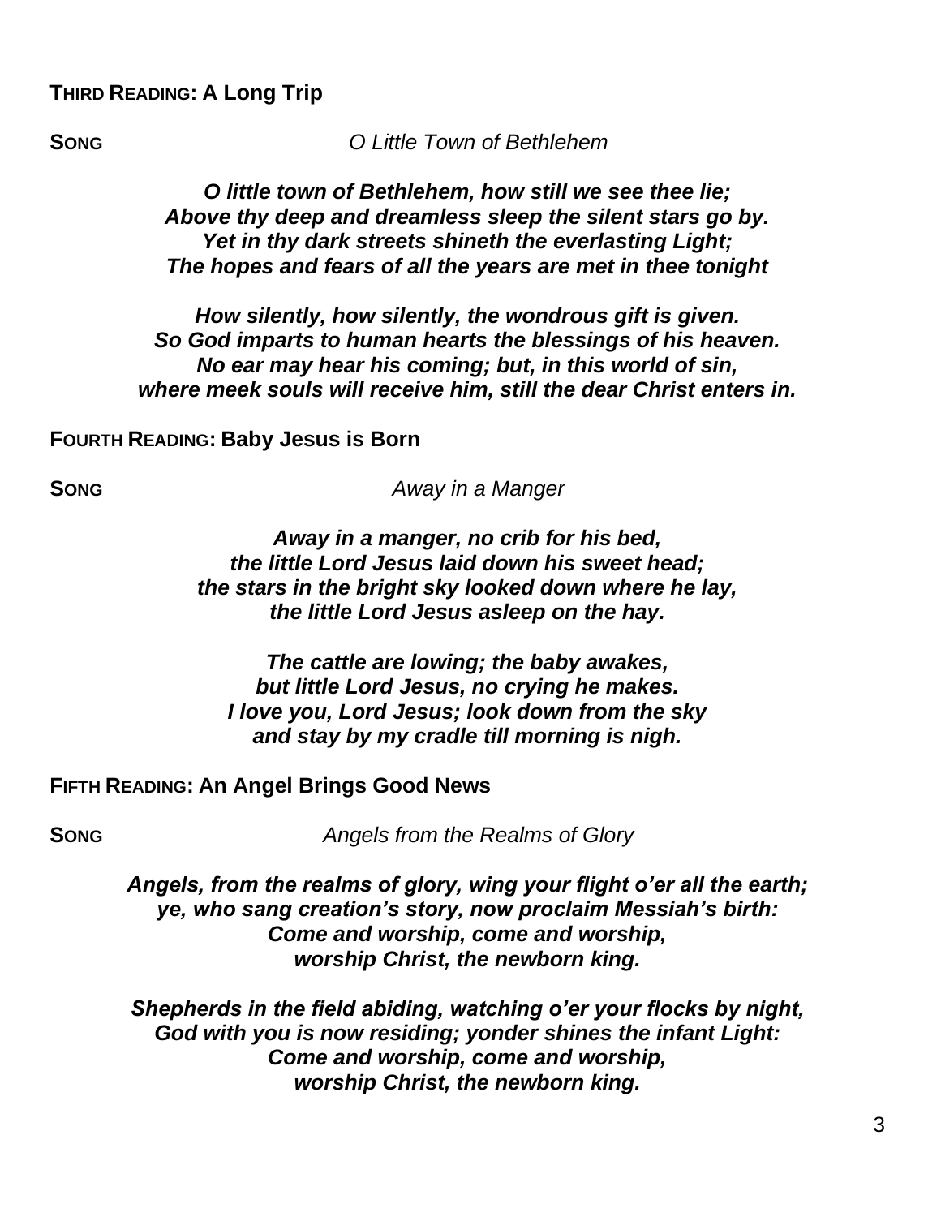**THIRD READING: A Long Trip**

**SONG** *O Little Town of Bethlehem*

***O little town of Bethlehem, how still we see thee lie;***
***Above thy deep and dreamless sleep the silent stars go by.***
***Yet in thy dark streets shineth the everlasting Light;***
***The hopes and fears of all the years are met in thee tonight***

***How silently, how silently, the wondrous gift is given.***
***So God imparts to human hearts the blessings of his heaven.***
***No ear may hear his coming; but, in this world of sin,***
***where meek souls will receive him, still the dear Christ enters in.***

**FOURTH READING: Baby Jesus is Born**

**SONG** *Away in a Manger*

***Away in a manger, no crib for his bed,***
***the little Lord Jesus laid down his sweet head;***
***the stars in the bright sky looked down where he lay,***
***the little Lord Jesus asleep on the hay.***

***The cattle are lowing; the baby awakes,***
***but little Lord Jesus, no crying he makes.***
***I love you, Lord Jesus; look down from the sky***
***and stay by my cradle till morning is nigh.***

**FIFTH READING: An Angel Brings Good News**

**SONG** *Angels from the Realms of Glory*

***Angels, from the realms of glory, wing your flight o'er all the earth;***
***ye, who sang creation's story, now proclaim Messiah's birth:***
***Come and worship, come and worship,***
***worship Christ, the newborn king.***

***Shepherds in the field abiding, watching o'er your flocks by night,***
***God with you is now residing; yonder shines the infant Light:***
***Come and worship, come and worship,***
***worship Christ, the newborn king.***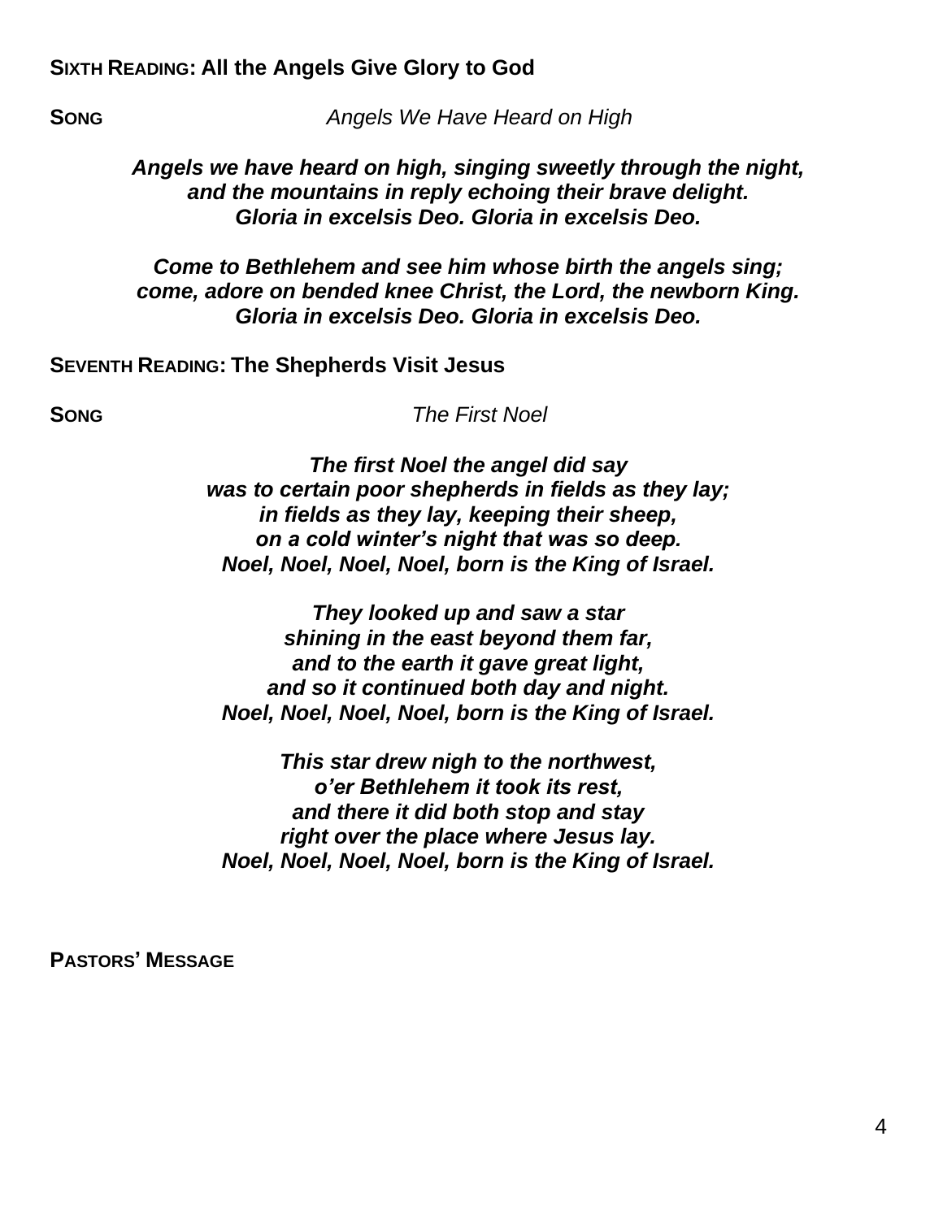**SIXTH READING: All the Angels Give Glory to God**

**SONG** *Angels We Have Heard on High*

***Angels we have heard on high, singing sweetly through the night,***
***and the mountains in reply echoing their brave delight.***
***Gloria in excelsis Deo. Gloria in excelsis Deo.***

***Come to Bethlehem and see him whose birth the angels sing;***
***come, adore on bended knee Christ, the Lord, the newborn King.***
***Gloria in excelsis Deo. Gloria in excelsis Deo.***

**SEVENTH READING: The Shepherds Visit Jesus**

**SONG** *The First Noel*

***The first Noel the angel did say***
***was to certain poor shepherds in fields as they lay;***
***in fields as they lay, keeping their sheep,***
***on a cold winter's night that was so deep.***
***Noel, Noel, Noel, Noel, born is the King of Israel.***

***They looked up and saw a star***
***shining in the east beyond them far,***
***and to the earth it gave great light,***
***and so it continued both day and night.***
***Noel, Noel, Noel, Noel, born is the King of Israel.***

***This star drew nigh to the northwest,***
***o'er Bethlehem it took its rest,***
***and there it did both stop and stay***
***right over the place where Jesus lay.***
***Noel, Noel, Noel, Noel, born is the King of Israel.***

**PASTORS' MESSAGE**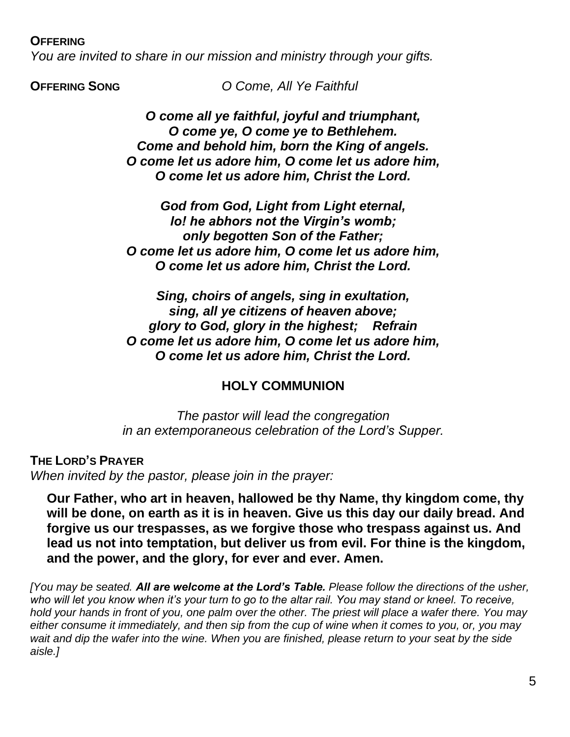**OFFERING**

*You are invited to share in our mission and ministry through your gifts.*

**OFFERING SONG** *O Come, All Ye Faithful*

***O come all ye faithful, joyful and triumphant,***
***O come ye, O come ye to Bethlehem.***
***Come and behold him, born the King of angels.***
***O come let us adore him, O come let us adore him,***
***O come let us adore him, Christ the Lord.***

***God from God, Light from Light eternal,***
***lo! he abhors not the Virgin's womb;***
***only begotten Son of the Father;***
***O come let us adore him, O come let us adore him,***
***O come let us adore him, Christ the Lord.***

***Sing, choirs of angels, sing in exultation,***
***sing, all ye citizens of heaven above;***
***glory to God, glory in the highest; Refrain***
***O come let us adore him, O come let us adore him,***
***O come let us adore him, Christ the Lord.***

## HOLY COMMUNION

*The pastor will lead the congregation*
*in an extemporaneous celebration of the Lord's Supper.*

**THE LORD'S PRAYER**

*When invited by the pastor, please join in the prayer:*

**Our Father, who art in heaven, hallowed be thy Name, thy kingdom come, thy will be done, on earth as it is in heaven. Give us this day our daily bread. And forgive us our trespasses, as we forgive those who trespass against us. And lead us not into temptation, but deliver us from evil. For thine is the kingdom, and the power, and the glory, for ever and ever. Amen.**

*[You may be seated. **All are welcome at the Lord's Table.** Please follow the directions of the usher, who will let you know when it's your turn to go to the altar rail. You may stand or kneel. To receive, hold your hands in front of you, one palm over the other. The priest will place a wafer there. You may either consume it immediately, and then sip from the cup of wine when it comes to you, or, you may wait and dip the wafer into the wine. When you are finished, please return to your seat by the side aisle.]*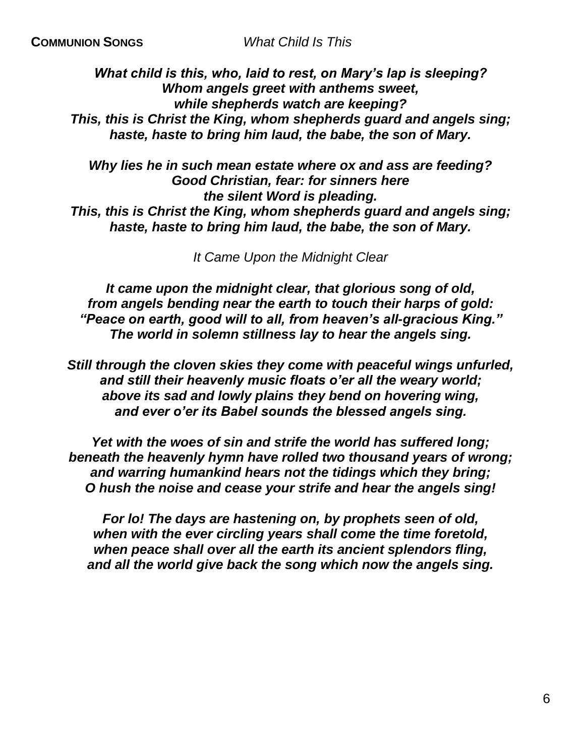**COMMUNION SONGS** *What Child Is This*

***What child is this, who, laid to rest, on Mary's lap is sleeping?***
***Whom angels greet with anthems sweet,***
***while shepherds watch are keeping?***
***This, this is Christ the King, whom shepherds guard and angels sing;***
***haste, haste to bring him laud, the babe, the son of Mary.***

***Why lies he in such mean estate where ox and ass are feeding?***
***Good Christian, fear: for sinners here***
***the silent Word is pleading.***
***This, this is Christ the King, whom shepherds guard and angels sing;***
***haste, haste to bring him laud, the babe, the son of Mary.***

*It Came Upon the Midnight Clear*

***It came upon the midnight clear, that glorious song of old,***
***from angels bending near the earth to touch their harps of gold:***
***"Peace on earth, good will to all, from heaven's all-gracious King."***
***The world in solemn stillness lay to hear the angels sing.***

***Still through the cloven skies they come with peaceful wings unfurled,***
***and still their heavenly music floats o'er all the weary world;***
***above its sad and lowly plains they bend on hovering wing,***
***and ever o'er its Babel sounds the blessed angels sing.***

***Yet with the woes of sin and strife the world has suffered long;***
***beneath the heavenly hymn have rolled two thousand years of wrong;***
***and warring humankind hears not the tidings which they bring;***
***O hush the noise and cease your strife and hear the angels sing!***

***For lo! The days are hastening on, by prophets seen of old,***
***when with the ever circling years shall come the time foretold,***
***when peace shall over all the earth its ancient splendors fling,***
***and all the world give back the song which now the angels sing.***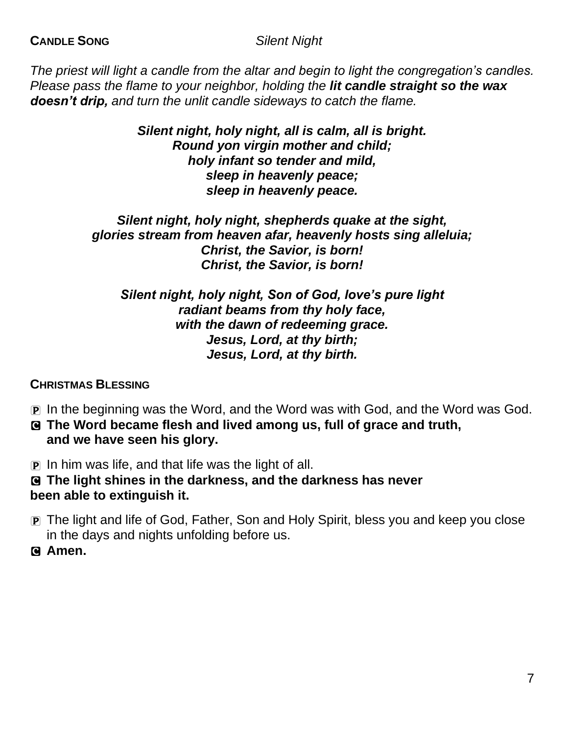**CANDLE SONG** *Silent Night*

*The priest will light a candle from the altar and begin to light the congregation's candles. Please pass the flame to your neighbor, holding the **lit candle straight so the wax doesn't drip,** and turn the unlit candle sideways to catch the flame.*

***Silent night, holy night, all is calm, all is bright.***
***Round yon virgin mother and child;***
***holy infant so tender and mild,***
***sleep in heavenly peace;***
***sleep in heavenly peace.***

***Silent night, holy night, shepherds quake at the sight,***
***glories stream from heaven afar, heavenly hosts sing alleluia;***
***Christ, the Savior, is born!***
***Christ, the Savior, is born!***

***Silent night, holy night, Son of God, love's pure light***
***radiant beams from thy holy face,***
***with the dawn of redeeming grace.***
***Jesus, Lord, at thy birth;***
***Jesus, Lord, at thy birth.***

**CHRISTMAS BLESSING**

P In the beginning was the Word, and the Word was with God, and the Word was God.
C **The Word became flesh and lived among us, full of grace and truth, and we have seen his glory.**

P In him was life, and that life was the light of all.
C **The light shines in the darkness, and the darkness has never been able to extinguish it.**

P The light and life of God, Father, Son and Holy Spirit, bless you and keep you close in the days and nights unfolding before us.
C **Amen.**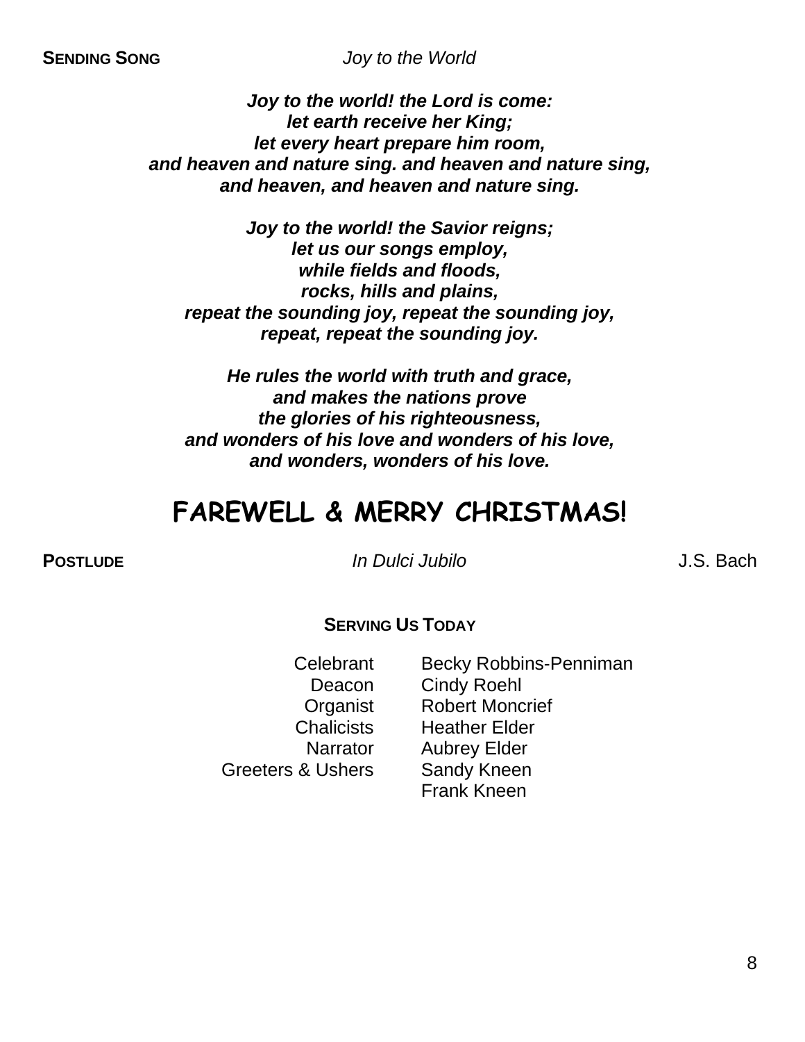**SENDING SONG** *Joy to the World*

***Joy to the world! the Lord is come:***
***let earth receive her King;***
***let every heart prepare him room,***
***and heaven and nature sing. and heaven and nature sing,***
***and heaven, and heaven and nature sing.***

***Joy to the world! the Savior reigns;***
***let us our songs employ,***
***while fields and floods,***
***rocks, hills and plains,***
***repeat the sounding joy, repeat the sounding joy,***
***repeat, repeat the sounding joy.***

***He rules the world with truth and grace,***
***and makes the nations prove***
***the glories of his righteousness,***
***and wonders of his love and wonders of his love,***
***and wonders, wonders of his love.***

# FAREWELL & MERRY CHRISTMAS!

**POSTLUDE** *In Dulci Jubilo* J.S. Bach

## SERVING US TODAY

| | |
|---|---|
| Celebrant | Becky Robbins-Penniman |
| Deacon | Cindy Roehl |
| Organist | Robert Moncrief |
| Chalicists | Heather Elder |
| Narrator | Aubrey Elder |
| Greeters & Ushers | Sandy Kneen |
| | Frank Kneen |